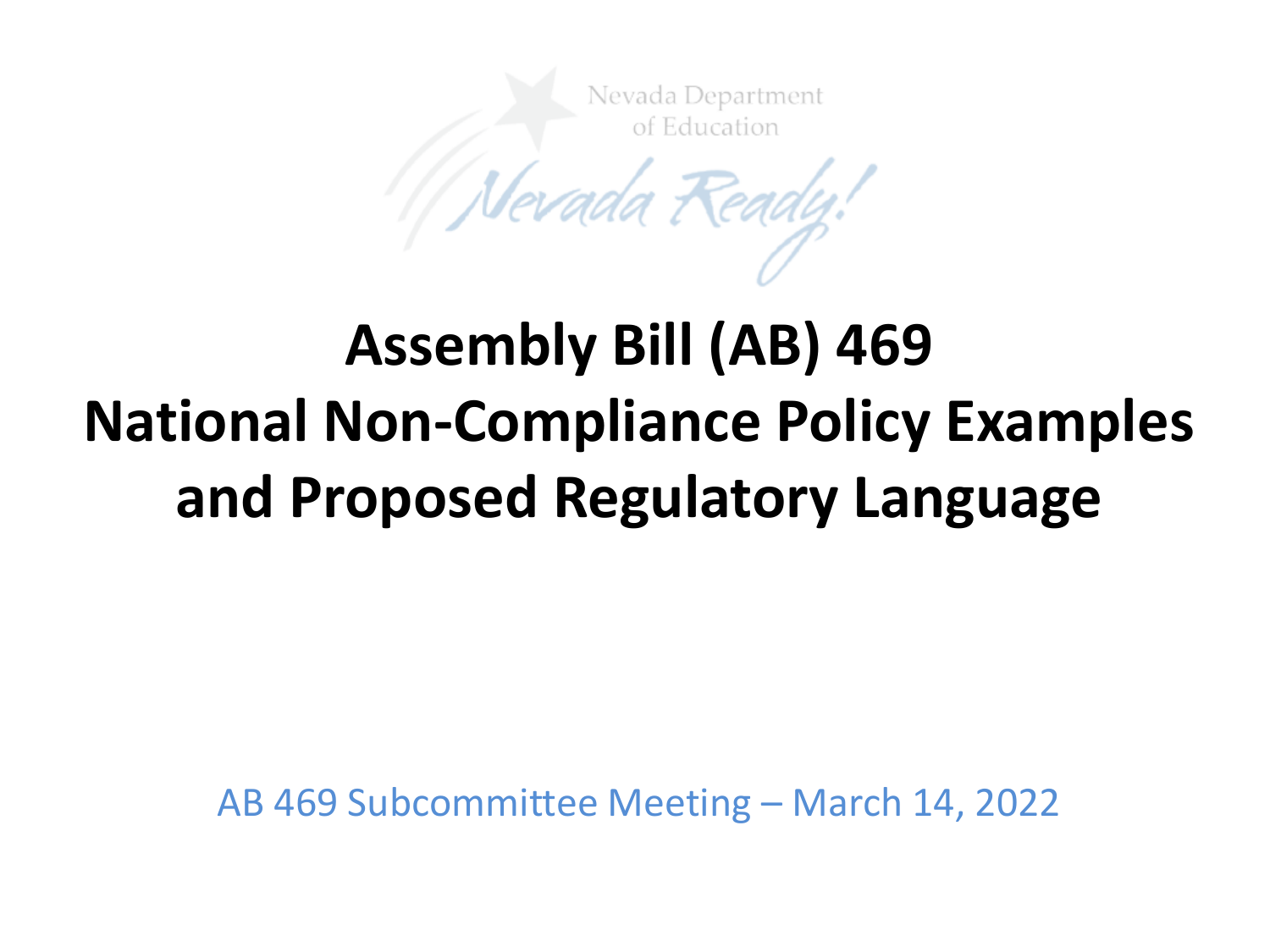Nevada Department of Education

Nevada Ready!

# Assembly Bill (AB) 469 National Non-Compliance Policy Examples and Proposed Regulatory Language

AB 469 Subcommittee Meeting – March 14, 2022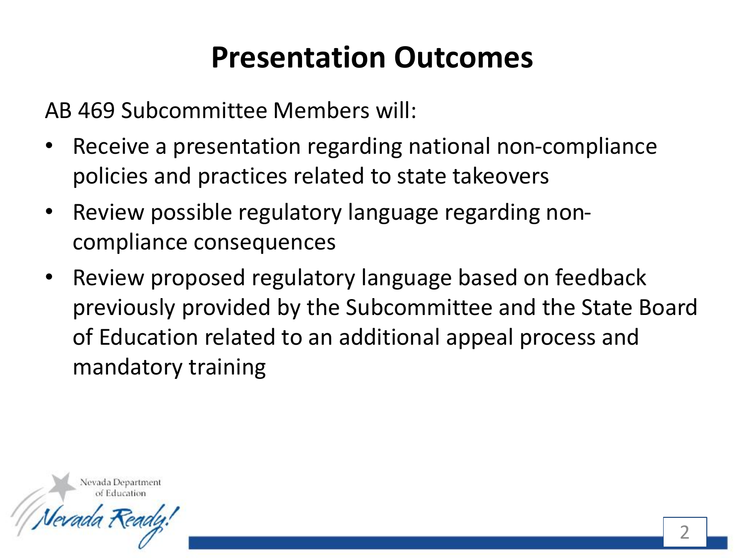# Presentation Outcomes

AB 469 Subcommittee Members will:

- Receive a presentation regarding national non-compliance policies and practices related to state takeovers
- Review possible regulatory language regarding non-compliance consequences
- Review proposed regulatory language based on feedback previously provided by the Subcommittee and the State Board of Education related to an additional appeal process and mandatory training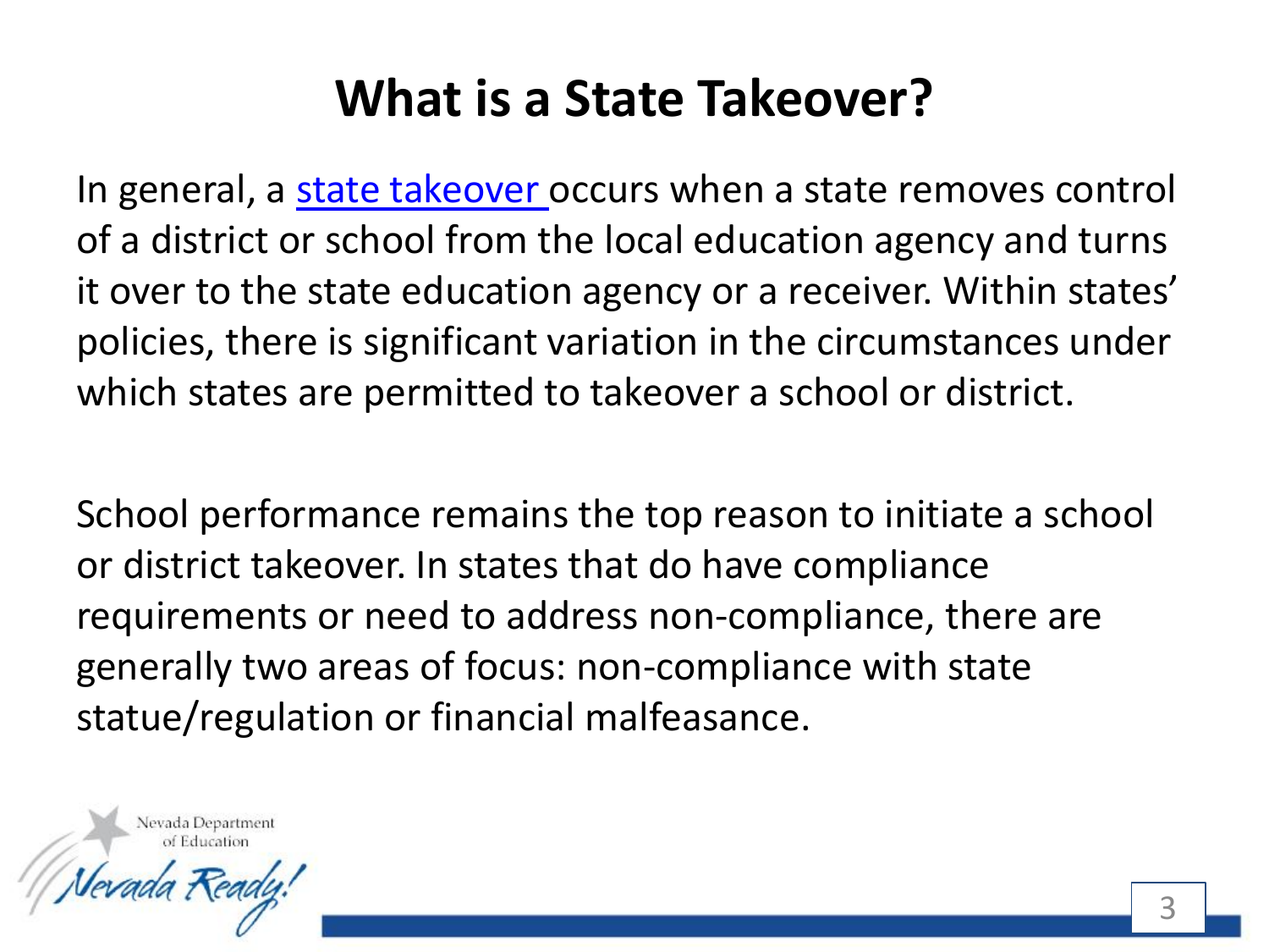# What is a State Takeover?

In general, a state takeover occurs when a state removes control of a district or school from the local education agency and turns it over to the state education agency or a receiver. Within states' policies, there is significant variation in the circumstances under which states are permitted to takeover a school or district.

School performance remains the top reason to initiate a school or district takeover. In states that do have compliance requirements or need to address non-compliance, there are generally two areas of focus: non-compliance with state statue/regulation or financial malfeasance.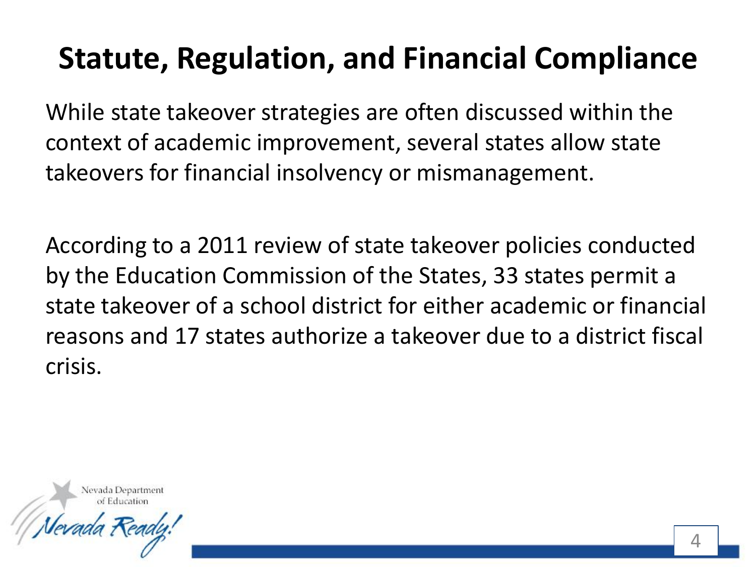# Statute, Regulation, and Financial Compliance

While state takeover strategies are often discussed within the context of academic improvement, several states allow state takeovers for financial insolvency or mismanagement.

According to a 2011 review of state takeover policies conducted by the Education Commission of the States, 33 states permit a state takeover of a school district for either academic or financial reasons and 17 states authorize a takeover due to a district fiscal crisis.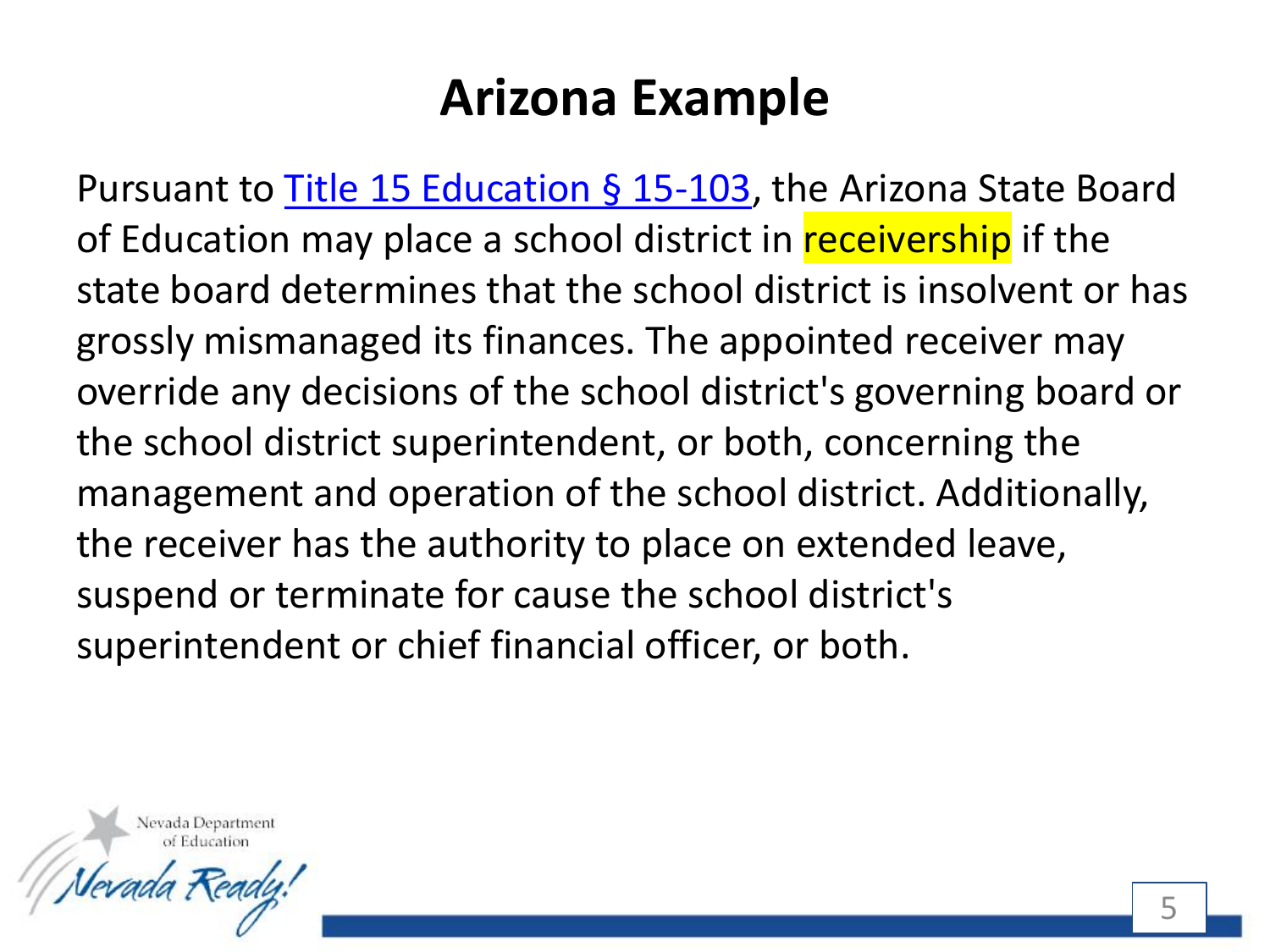# Arizona Example

Pursuant to [Title 15 Education § 15-103](), the Arizona State Board of Education may place a school district in receivership if the state board determines that the school district is insolvent or has grossly mismanaged its finances. The appointed receiver may override any decisions of the school district's governing board or the school district superintendent, or both, concerning the management and operation of the school district. Additionally, the receiver has the authority to place on extended leave, suspend or terminate for cause the school district's superintendent or chief financial officer, or both.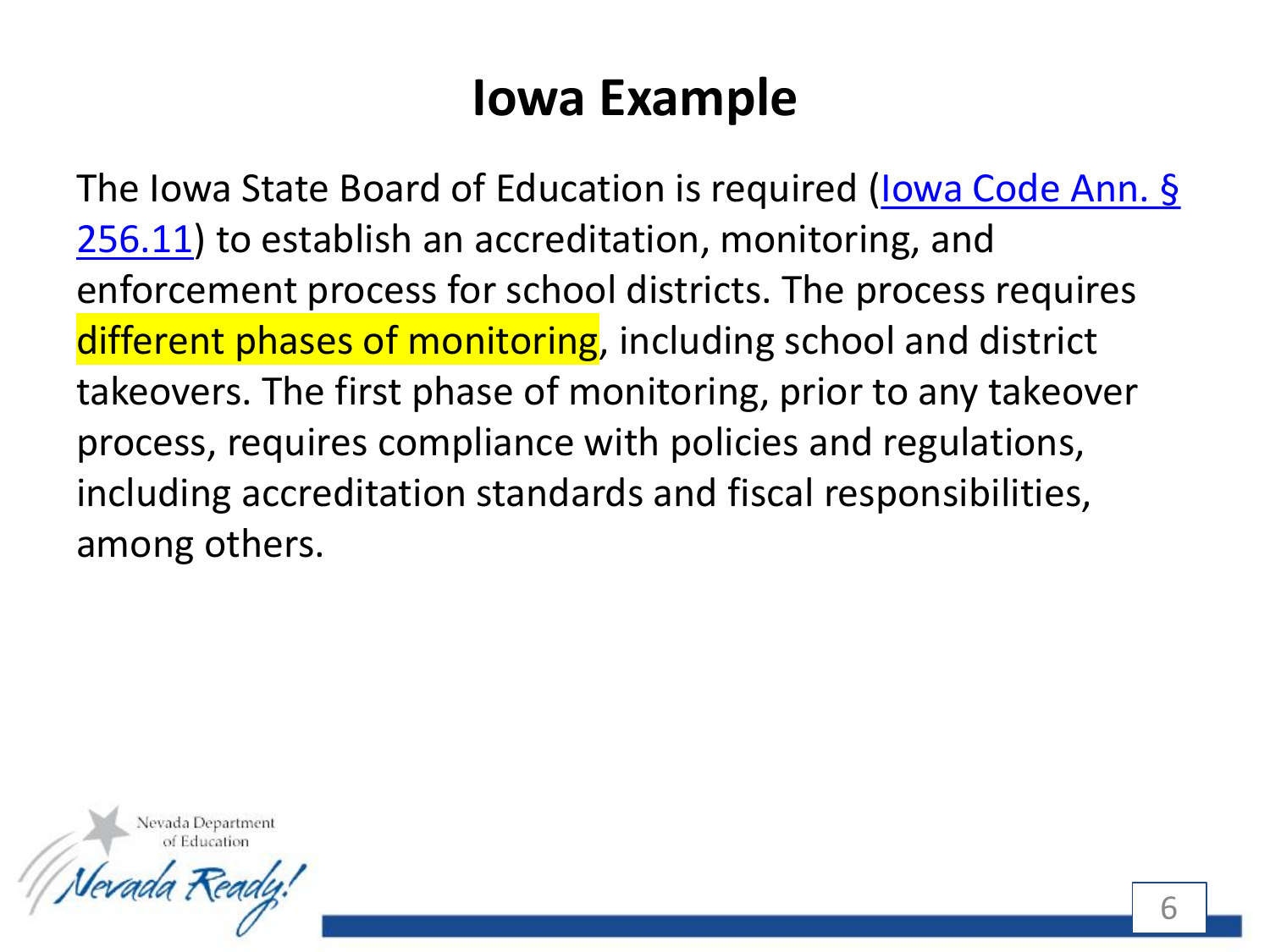# Iowa Example

The Iowa State Board of Education is required (Iowa Code Ann. § 256.11) to establish an accreditation, monitoring, and enforcement process for school districts. The process requires different phases of monitoring, including school and district takeovers. The first phase of monitoring, prior to any takeover process, requires compliance with policies and regulations, including accreditation standards and fiscal responsibilities, among others.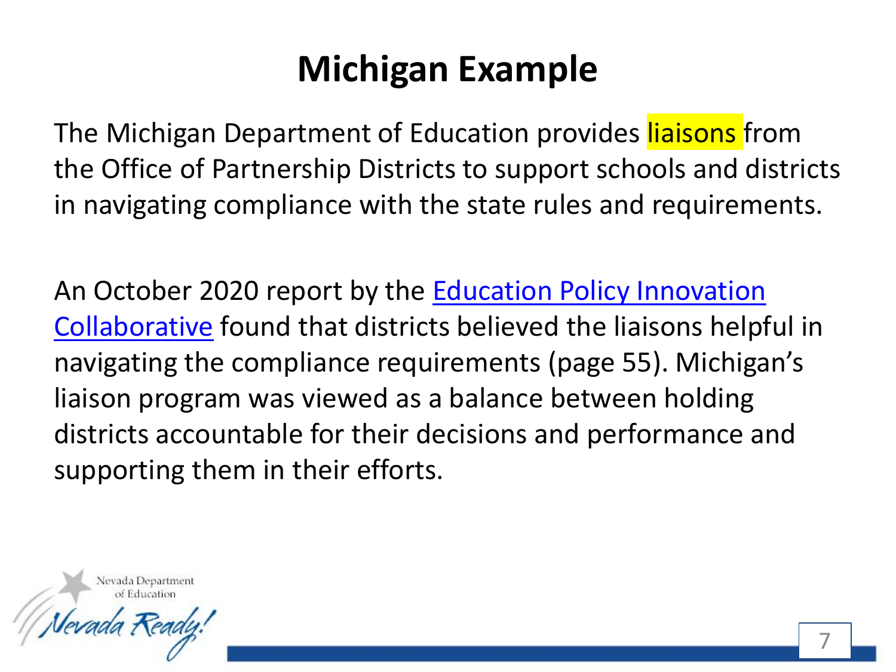# Michigan Example

The Michigan Department of Education provides liaisons from the Office of Partnership Districts to support schools and districts in navigating compliance with the state rules and requirements.

An October 2020 report by the Education Policy Innovation Collaborative found that districts believed the liaisons helpful in navigating the compliance requirements (page 55). Michigan's liaison program was viewed as a balance between holding districts accountable for their decisions and performance and supporting them in their efforts.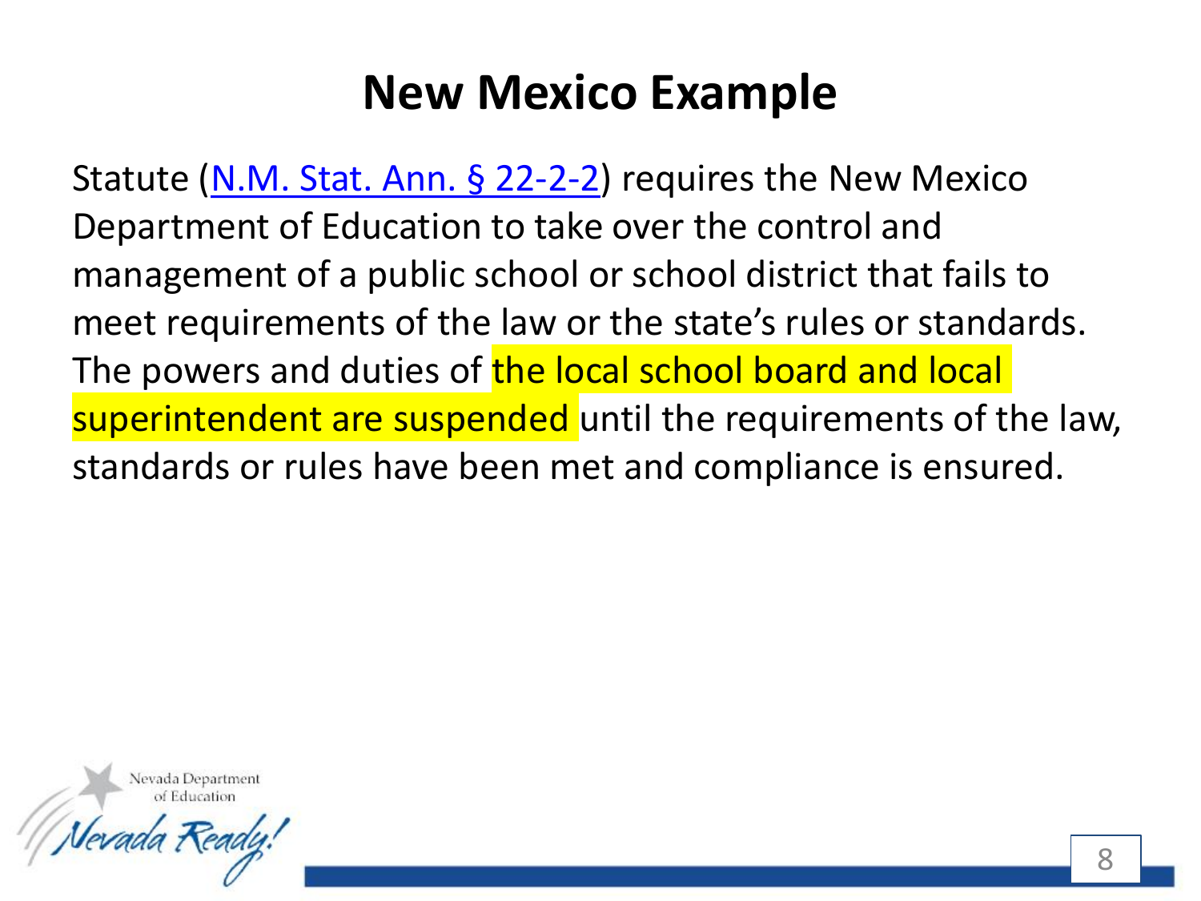# New Mexico Example

Statute ([N.M. Stat. Ann. § 22-2-2]) requires the New Mexico Department of Education to take over the control and management of a public school or school district that fails to meet requirements of the law or the state's rules or standards. The powers and duties of the local school board and local superintendent are suspended until the requirements of the law, standards or rules have been met and compliance is ensured.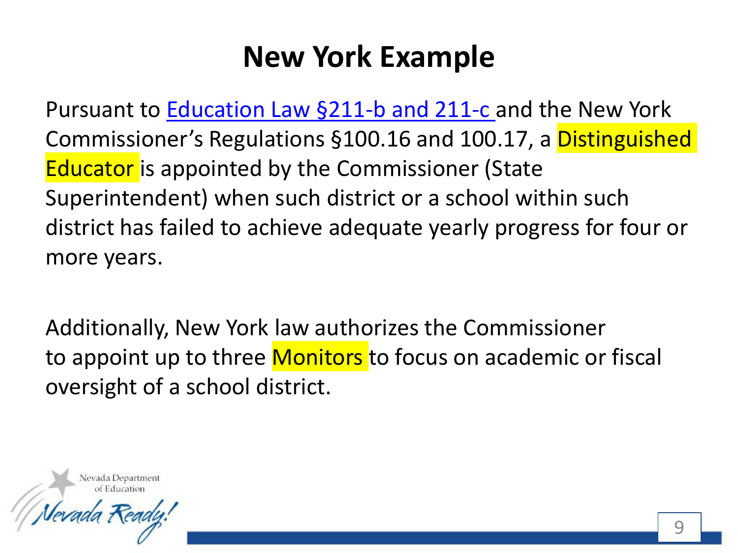# New York Example

Pursuant to Education Law §211-b and 211-c and the New York Commissioner's Regulations §100.16 and 100.17, a Distinguished Educator is appointed by the Commissioner (State Superintendent) when such district or a school within such district has failed to achieve adequate yearly progress for four or more years.

Additionally, New York law authorizes the Commissioner to appoint up to three Monitors to focus on academic or fiscal oversight of a school district.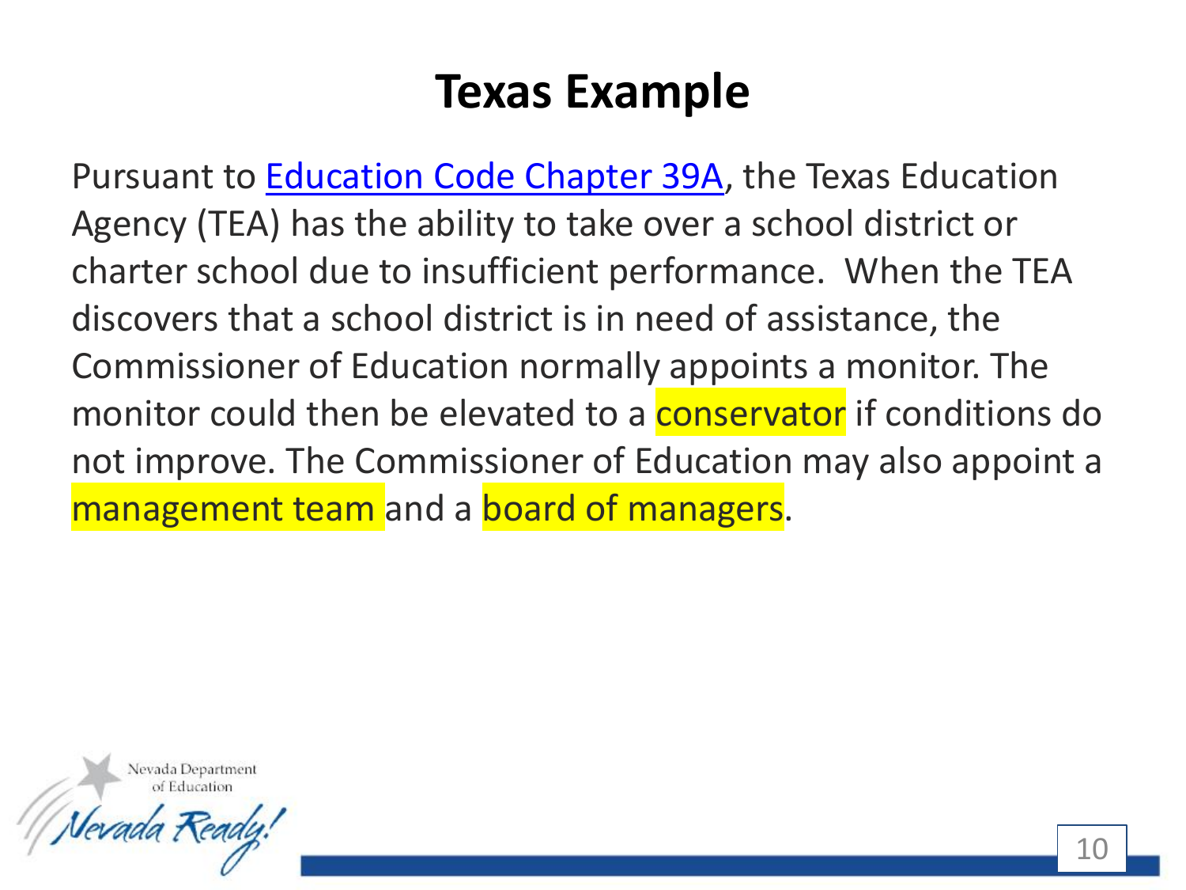# Texas Example

Pursuant to Education Code Chapter 39A, the Texas Education Agency (TEA) has the ability to take over a school district or charter school due to insufficient performance. When the TEA discovers that a school district is in need of assistance, the Commissioner of Education normally appoints a monitor. The monitor could then be elevated to a conservator if conditions do not improve. The Commissioner of Education may also appoint a management team and a board of managers.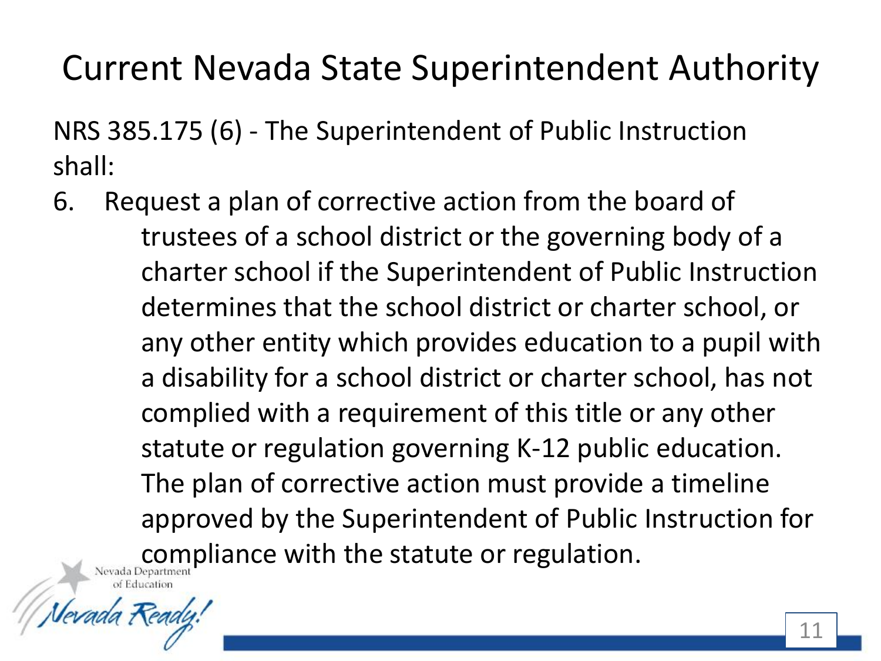# Current Nevada State Superintendent Authority

NRS 385.175 (6) - The Superintendent of Public Instruction shall:

6. Request a plan of corrective action from the board of trustees of a school district or the governing body of a charter school if the Superintendent of Public Instruction determines that the school district or charter school, or any other entity which provides education to a pupil with a disability for a school district or charter school, has not complied with a requirement of this title or any other statute or regulation governing K-12 public education. The plan of corrective action must provide a timeline approved by the Superintendent of Public Instruction for compliance with the statute or regulation.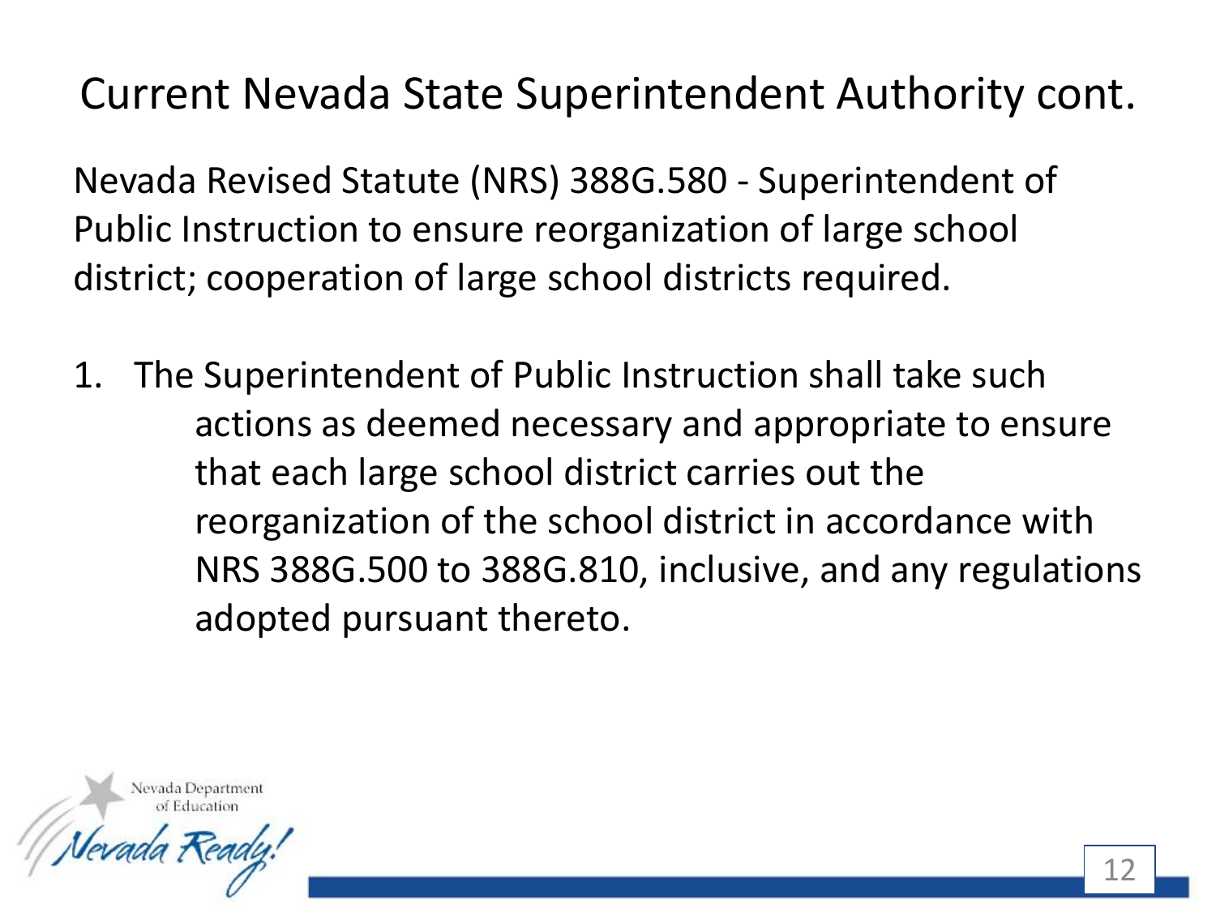# Current Nevada State Superintendent Authority cont.

Nevada Revised Statute (NRS) 388G.580 - Superintendent of Public Instruction to ensure reorganization of large school district; cooperation of large school districts required.

1. The Superintendent of Public Instruction shall take such actions as deemed necessary and appropriate to ensure that each large school district carries out the reorganization of the school district in accordance with NRS 388G.500 to 388G.810, inclusive, and any regulations adopted pursuant thereto.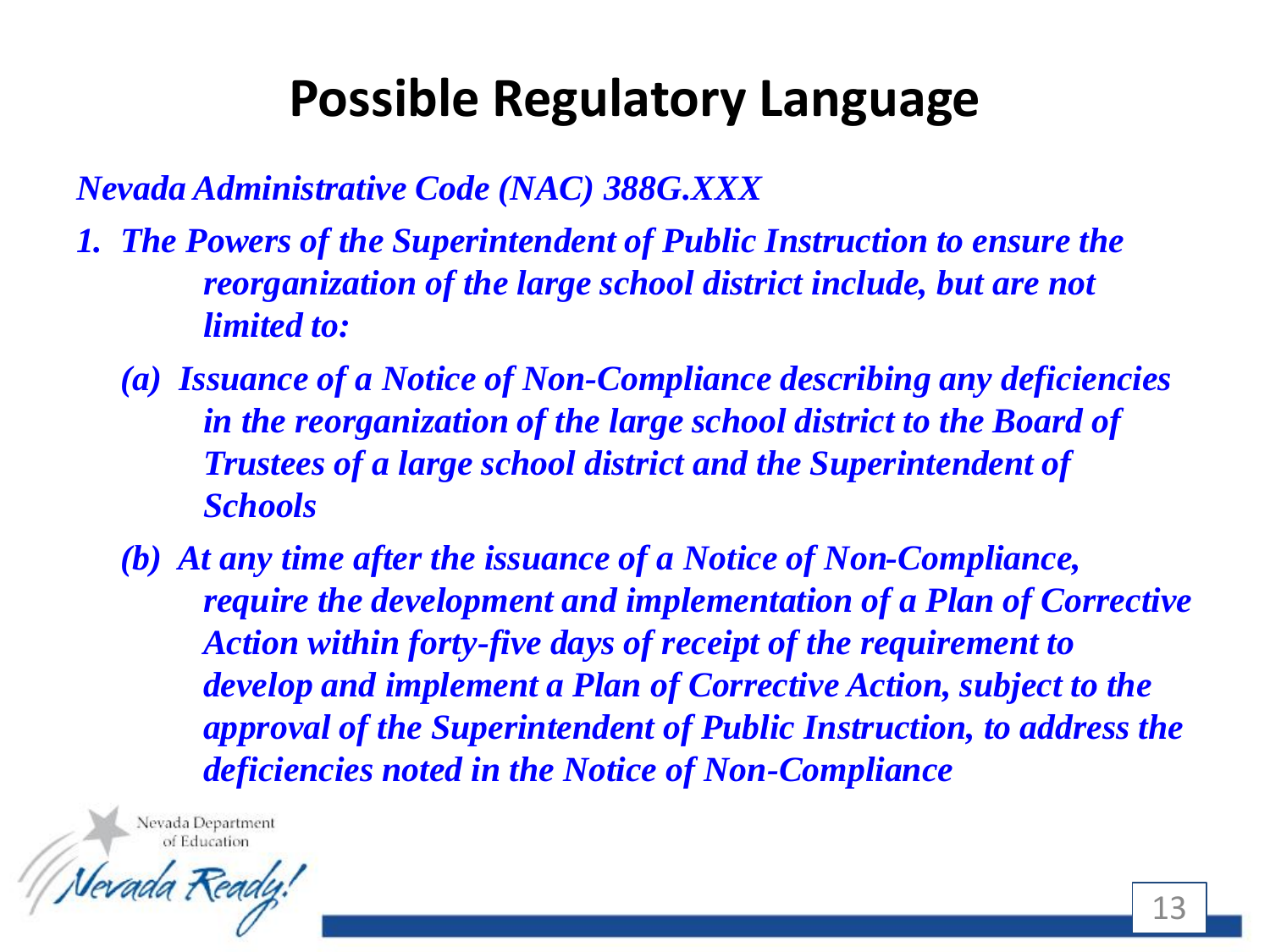# Possible Regulatory Language

*Nevada Administrative Code (NAC) 388G.XXX*

1. ***The Powers of the Superintendent of Public Instruction to ensure the reorganization of the large school district include, but are not limited to:***
   - ***(a) Issuance of a Notice of Non-Compliance describing any deficiencies in the reorganization of the large school district to the Board of Trustees of a large school district and the Superintendent of Schools***
   - ***(b) At any time after the issuance of a Notice of Non-Compliance, require the development and implementation of a Plan of Corrective Action within forty-five days of receipt of the requirement to develop and implement a Plan of Corrective Action, subject to the approval of the Superintendent of Public Instruction, to address the deficiencies noted in the Notice of Non-Compliance***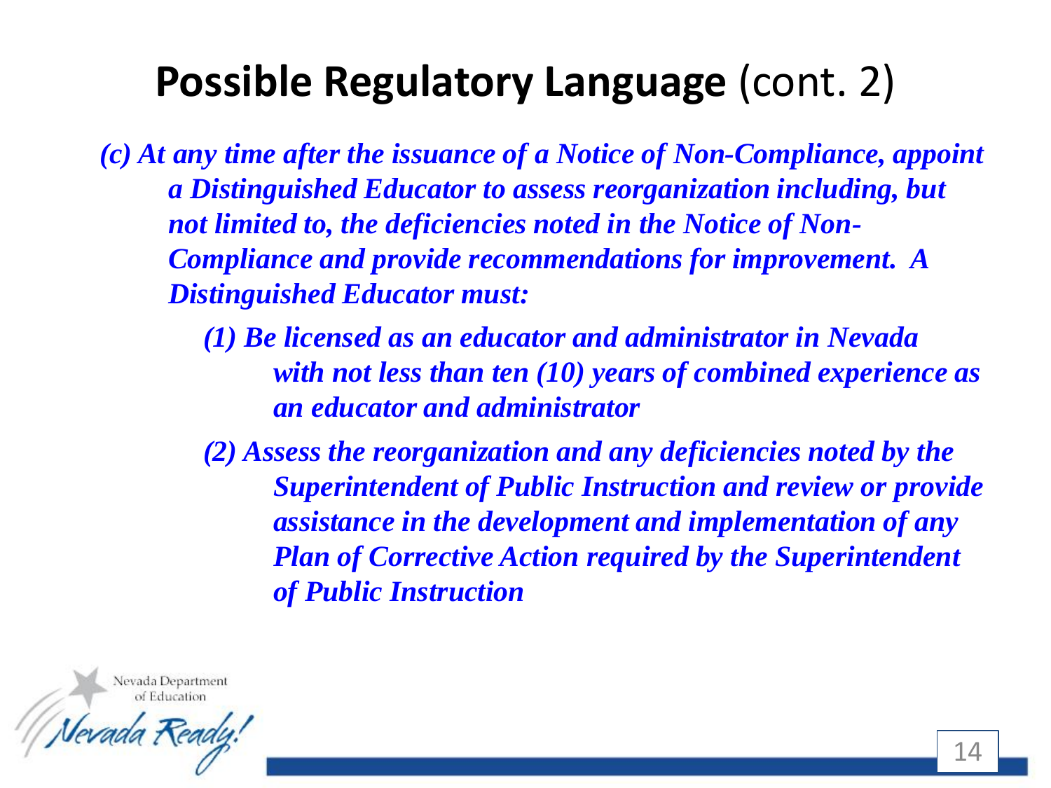# **Possible Regulatory Language** (cont. 2)

***(c) At any time after the issuance of a Notice of Non-Compliance, appoint a Distinguished Educator to assess reorganization including, but not limited to, the deficiencies noted in the Notice of Non-Compliance and provide recommendations for improvement. A Distinguished Educator must:***

> ***(1) Be licensed as an educator and administrator in Nevada with not less than ten (10) years of combined experience as an educator and administrator***
>
> ***(2) Assess the reorganization and any deficiencies noted by the Superintendent of Public Instruction and review or provide assistance in the development and implementation of any Plan of Corrective Action required by the Superintendent of Public Instruction***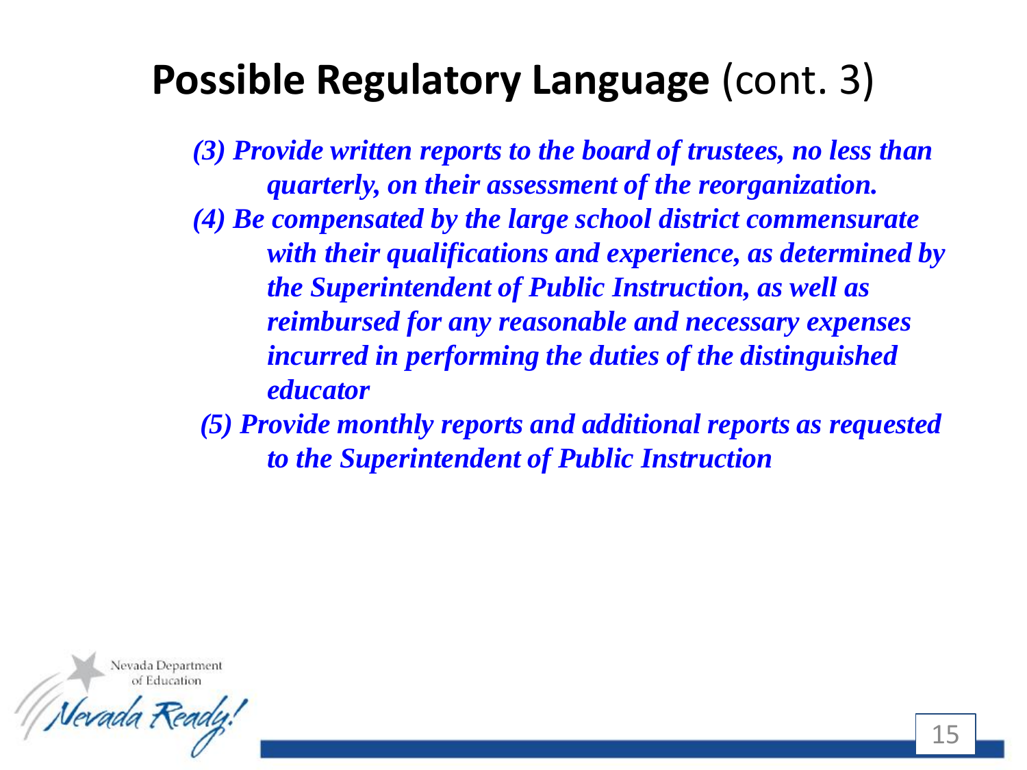# **Possible Regulatory Language** (cont. 3)

***(3) Provide written reports to the board of trustees, no less than quarterly, on their assessment of the reorganization.***

***(4) Be compensated by the large school district commensurate with their qualifications and experience, as determined by the Superintendent of Public Instruction, as well as reimbursed for any reasonable and necessary expenses incurred in performing the duties of the distinguished educator***

***(5) Provide monthly reports and additional reports as requested to the Superintendent of Public Instruction***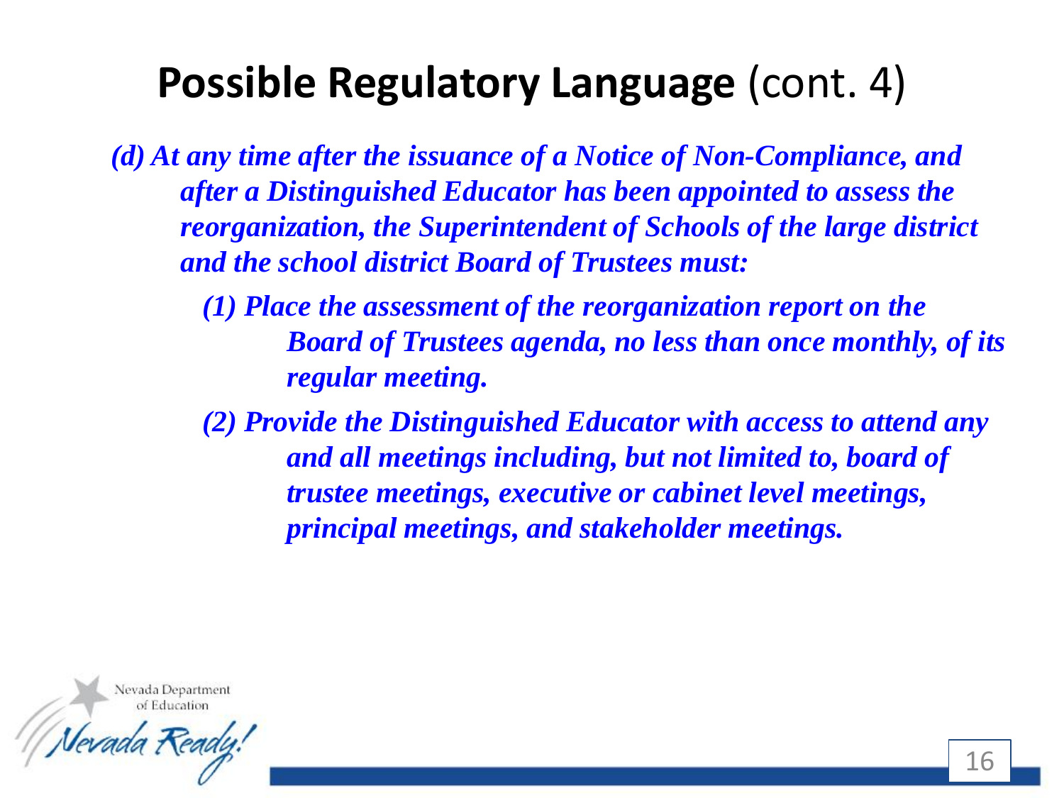# **Possible Regulatory Language** (cont. 4)

***(d) At any time after the issuance of a Notice of Non-Compliance, and after a Distinguished Educator has been appointed to assess the reorganization, the Superintendent of Schools of the large district and the school district Board of Trustees must:***

- ***(1) Place the assessment of the reorganization report on the Board of Trustees agenda, no less than once monthly, of its regular meeting.***
- ***(2) Provide the Distinguished Educator with access to attend any and all meetings including, but not limited to, board of trustee meetings, executive or cabinet level meetings, principal meetings, and stakeholder meetings.***

Nevada Department of Education

Nevada Ready!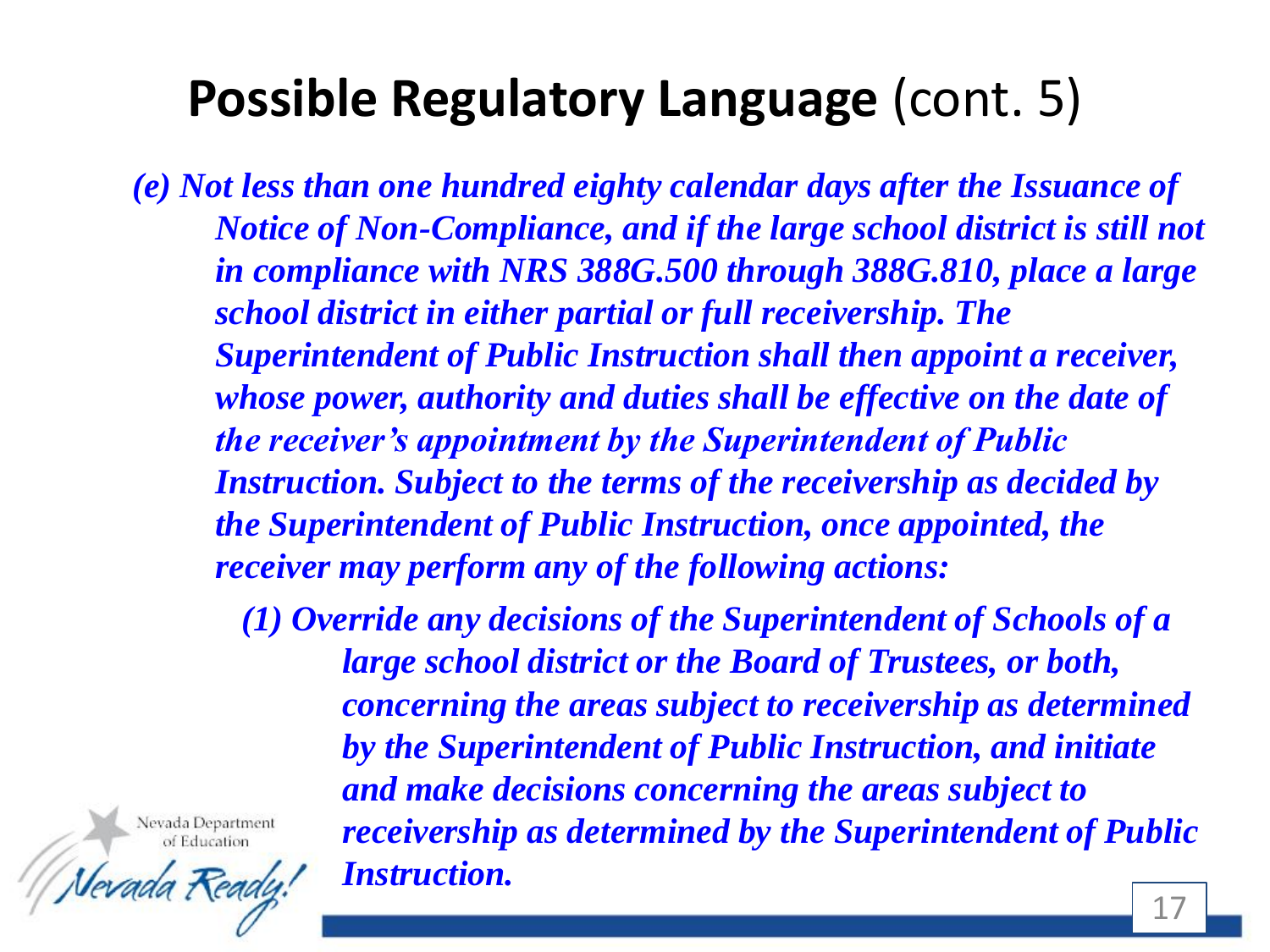# **Possible Regulatory Language** (cont. 5)

***(e) Not less than one hundred eighty calendar days after the Issuance of Notice of Non-Compliance, and if the large school district is still not in compliance with NRS 388G.500 through 388G.810, place a large school district in either partial or full receivership. The Superintendent of Public Instruction shall then appoint a receiver, whose power, authority and duties shall be effective on the date of the receiver's appointment by the Superintendent of Public Instruction. Subject to the terms of the receivership as decided by the Superintendent of Public Instruction, once appointed, the receiver may perform any of the following actions:***

> ***(1) Override any decisions of the Superintendent of Schools of a large school district or the Board of Trustees, or both, concerning the areas subject to receivership as determined by the Superintendent of Public Instruction, and initiate and make decisions concerning the areas subject to receivership as determined by the Superintendent of Public Instruction.***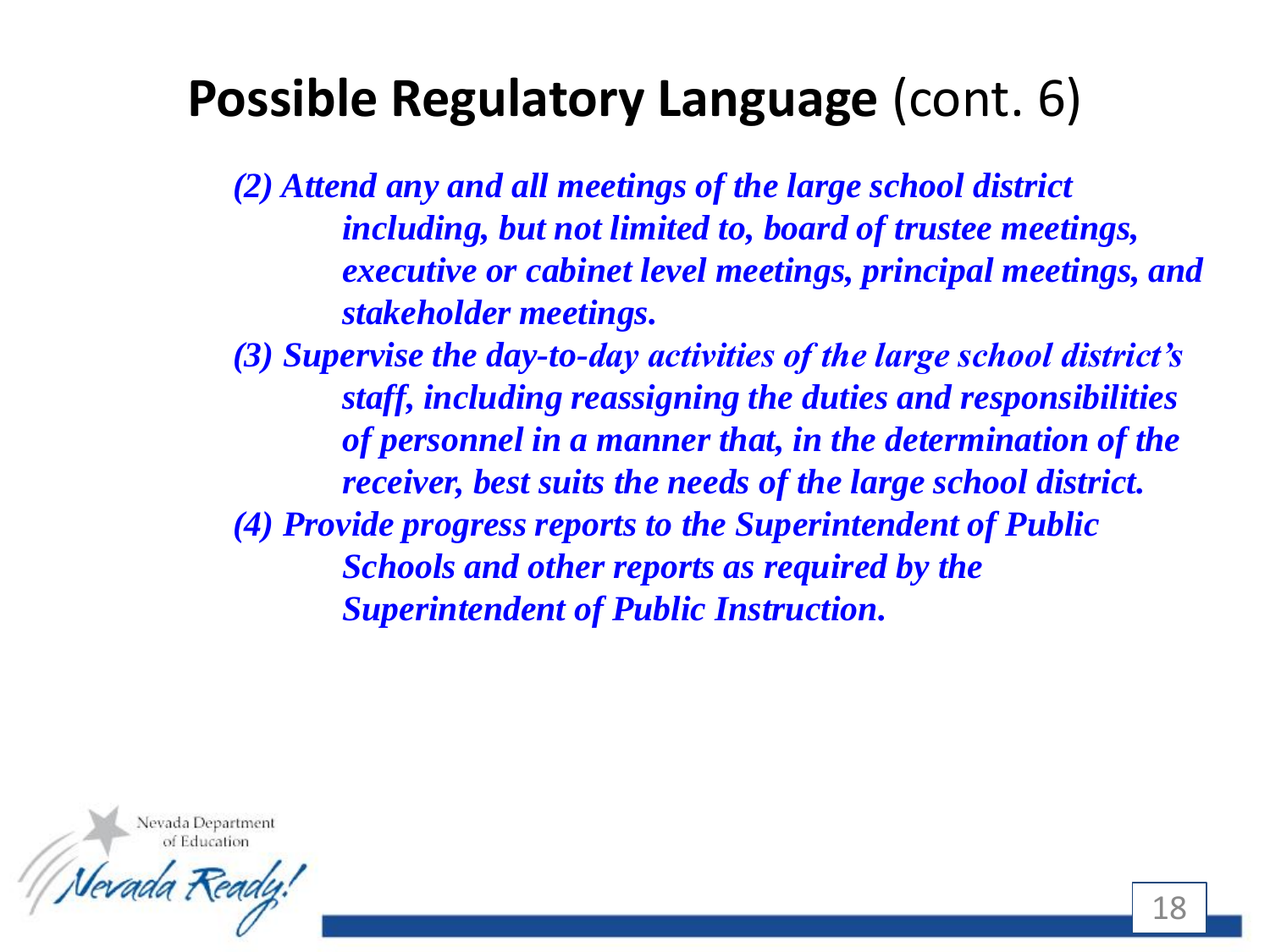# **Possible Regulatory Language** (cont. 6)

***(2) Attend any and all meetings of the large school district including, but not limited to, board of trustee meetings, executive or cabinet level meetings, principal meetings, and stakeholder meetings.***

***(3) Supervise the day-to-day activities of the large school district's staff, including reassigning the duties and responsibilities of personnel in a manner that, in the determination of the receiver, best suits the needs of the large school district.***

***(4) Provide progress reports to the Superintendent of Public Schools and other reports as required by the Superintendent of Public Instruction.***

Nevada Department of Education

Nevada Ready!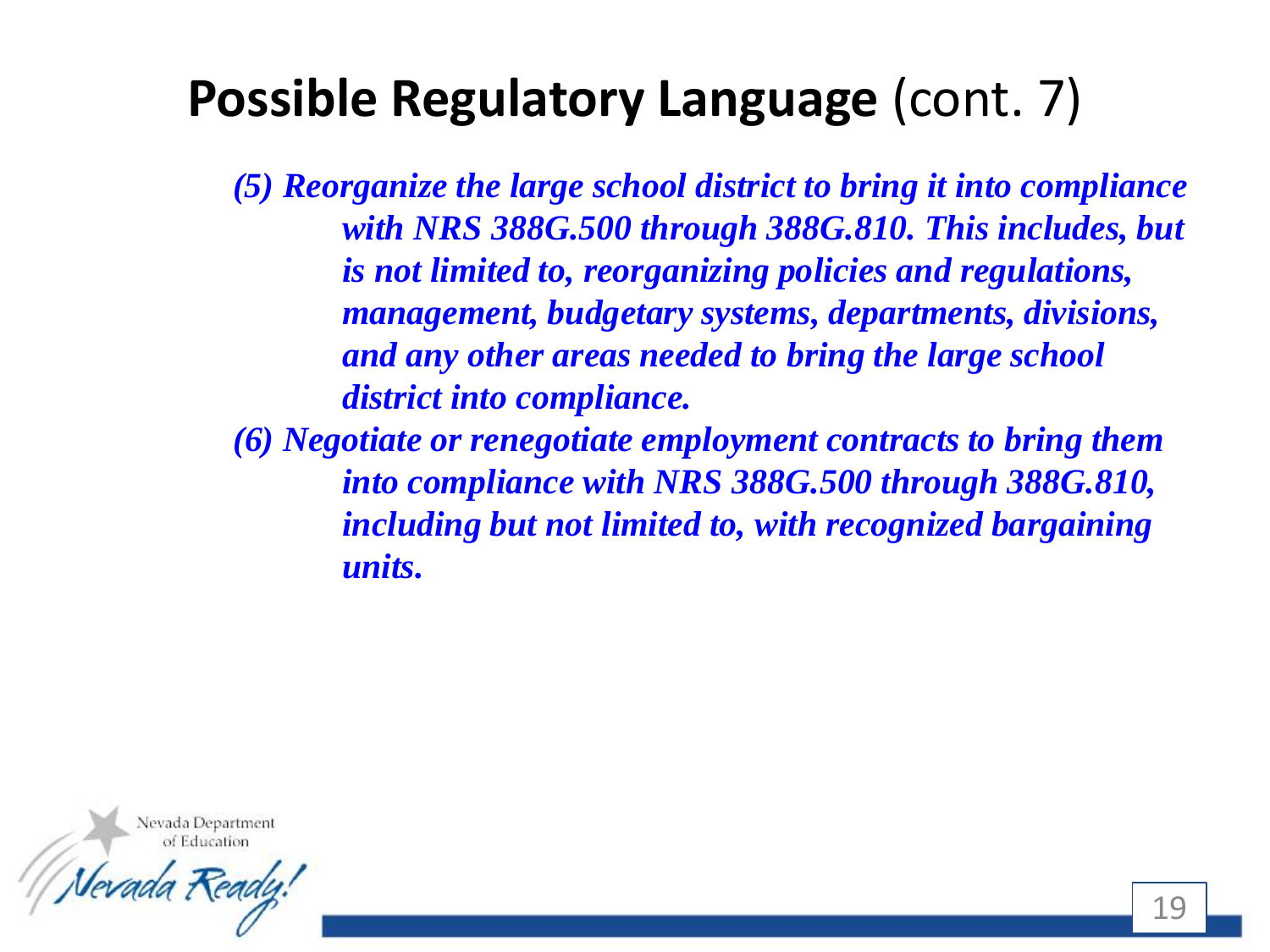# **Possible Regulatory Language** (cont. 7)

***(5) Reorganize the large school district to bring it into compliance with NRS 388G.500 through 388G.810. This includes, but is not limited to, reorganizing policies and regulations, management, budgetary systems, departments, divisions, and any other areas needed to bring the large school district into compliance.***

***(6) Negotiate or renegotiate employment contracts to bring them into compliance with NRS 388G.500 through 388G.810, including but not limited to, with recognized bargaining units.***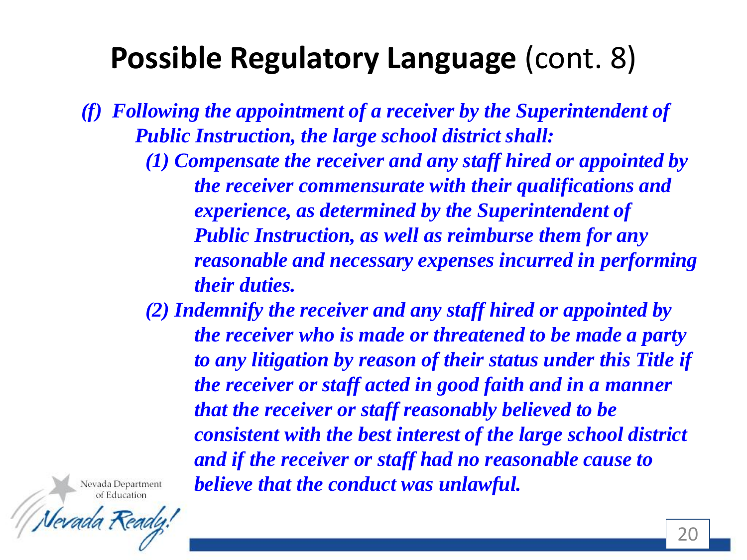# **Possible Regulatory Language** (cont. 8)

***(f) Following the appointment of a receiver by the Superintendent of Public Instruction, the large school district shall:***

***(1) Compensate the receiver and any staff hired or appointed by the receiver commensurate with their qualifications and experience, as determined by the Superintendent of Public Instruction, as well as reimburse them for any reasonable and necessary expenses incurred in performing their duties.***

***(2) Indemnify the receiver and any staff hired or appointed by the receiver who is made or threatened to be made a party to any litigation by reason of their status under this Title if the receiver or staff acted in good faith and in a manner that the receiver or staff reasonably believed to be consistent with the best interest of the large school district and if the receiver or staff had no reasonable cause to believe that the conduct was unlawful.***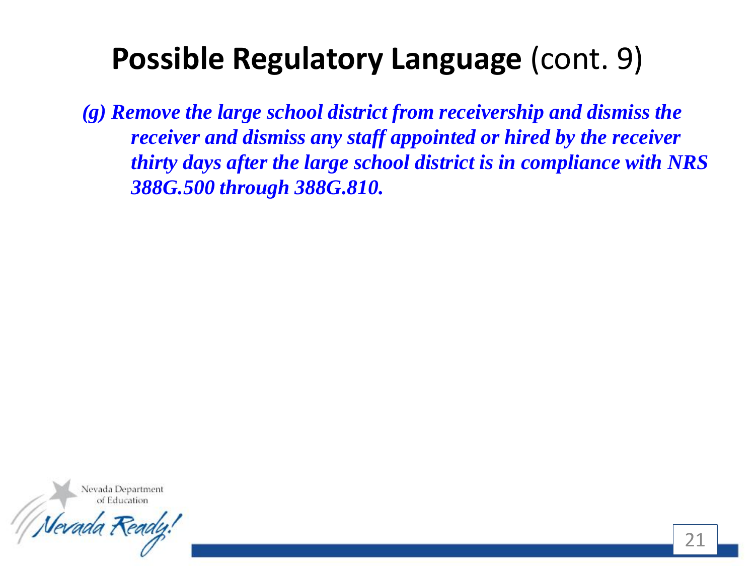# **Possible Regulatory Language** (cont. 9)

***(g) Remove the large school district from receivership and dismiss the receiver and dismiss any staff appointed or hired by the receiver thirty days after the large school district is in compliance with NRS 388G.500 through 388G.810.***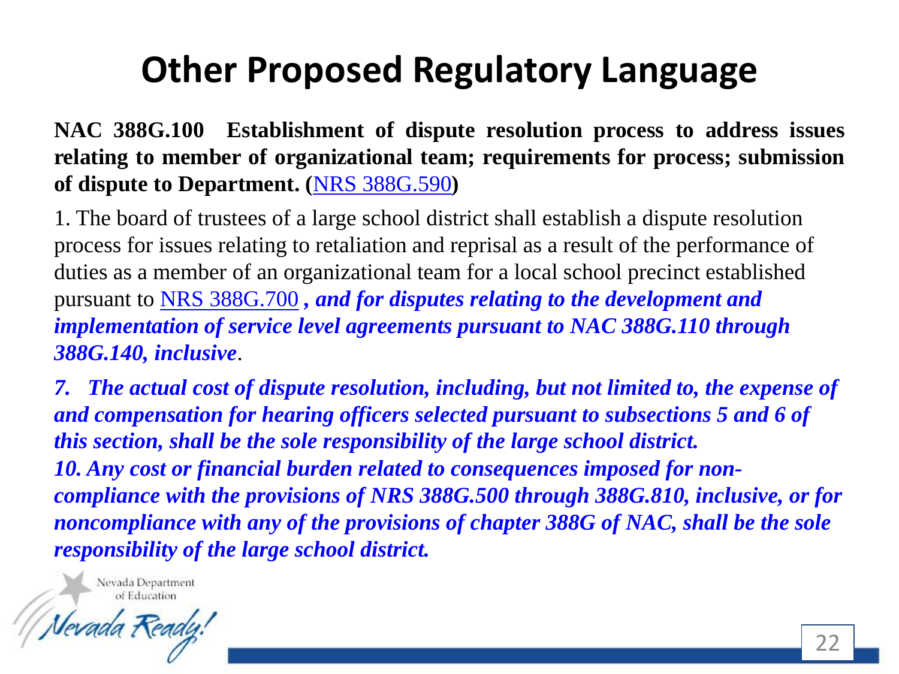# Other Proposed Regulatory Language

**NAC 388G.100 Establishment of dispute resolution process to address issues relating to member of organizational team; requirements for process; submission of dispute to Department. (NRS 388G.590)**

1. The board of trustees of a large school district shall establish a dispute resolution process for issues relating to retaliation and reprisal as a result of the performance of duties as a member of an organizational team for a local school precinct established pursuant to NRS 388G.700 ***, and for disputes relating to the development and implementation of service level agreements pursuant to NAC 388G.110 through 388G.140, inclusive***.

***7. The actual cost of dispute resolution, including, but not limited to, the expense of and compensation for hearing officers selected pursuant to subsections 5 and 6 of this section, shall be the sole responsibility of the large school district.***

***10. Any cost or financial burden related to consequences imposed for non-compliance with the provisions of NRS 388G.500 through 388G.810, inclusive, or for noncompliance with any of the provisions of chapter 388G of NAC, shall be the sole responsibility of the large school district.***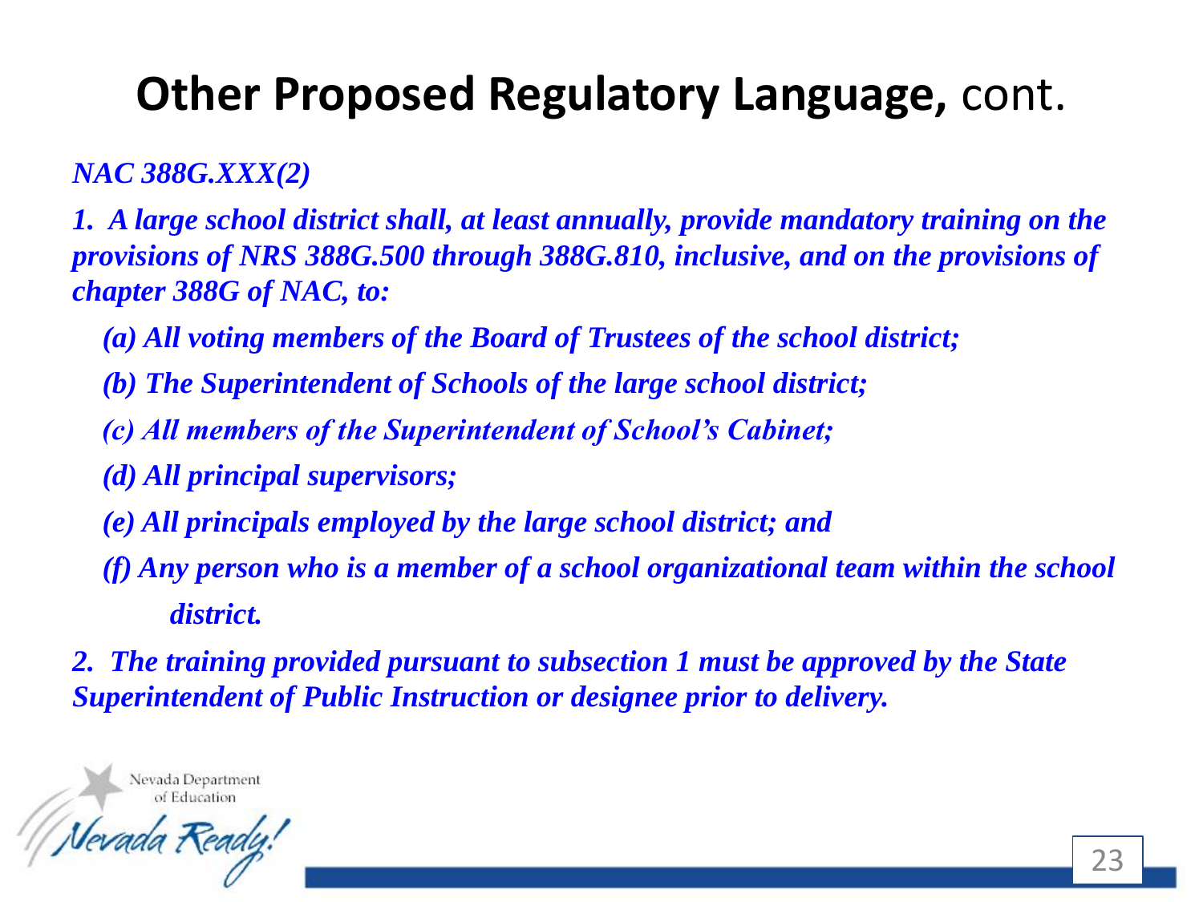# **Other Proposed Regulatory Language,** cont.

***NAC 388G.XXX(2)***

***1. A large school district shall, at least annually, provide mandatory training on the provisions of NRS 388G.500 through 388G.810, inclusive, and on the provisions of chapter 388G of NAC, to:***

- ***(a) All voting members of the Board of Trustees of the school district;***
- ***(b) The Superintendent of Schools of the large school district;***
- ***(c) All members of the Superintendent of School's Cabinet;***
- ***(d) All principal supervisors;***
- ***(e) All principals employed by the large school district; and***
- ***(f) Any person who is a member of a school organizational team within the school district.***

***2. The training provided pursuant to subsection 1 must be approved by the State Superintendent of Public Instruction or designee prior to delivery.***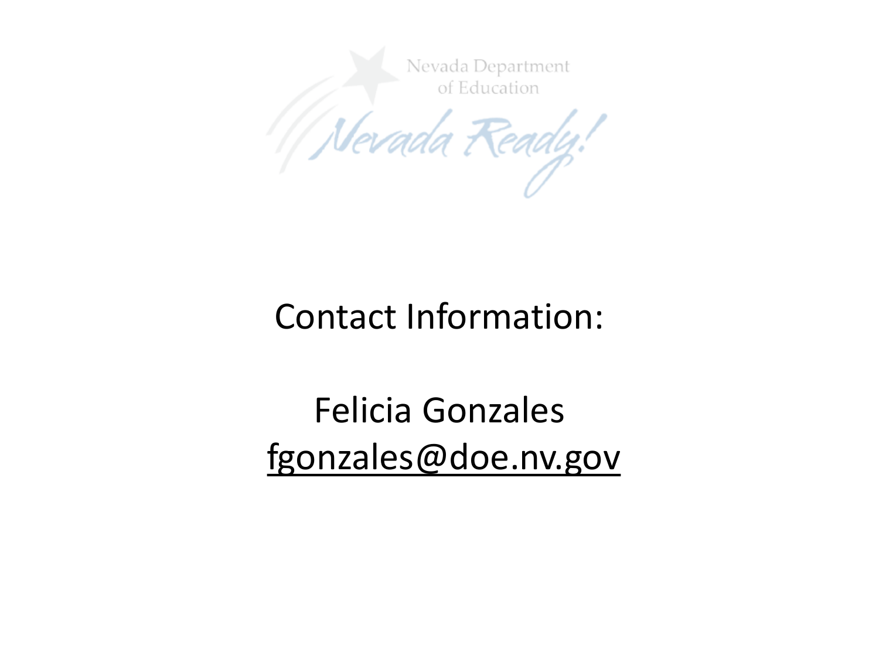Nevada Department of Education

Nevada Ready!

Contact Information:

Felicia Gonzales
fgonzales@doe.nv.gov